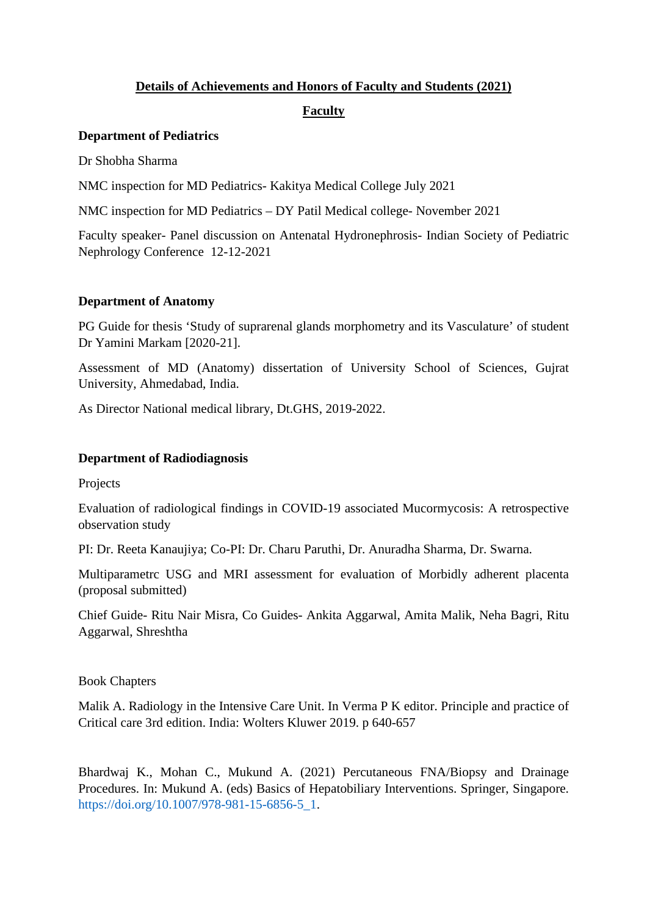**<u>Details of Achievements and Honors of Faculty and Students (2021)</u>**

**<u>Faculty</u>**

**Department of Pediatrics**

Dr Shobha Sharma

NMC inspection for MD Pediatrics- Kakitya Medical College July 2021

NMC inspection for MD Pediatrics – DY Patil Medical college- November 2021

Faculty speaker- Panel discussion on Antenatal Hydronephrosis- Indian Society of Pediatric Nephrology Conference 12-12-2021

**Department of Anatomy**

PG Guide for thesis 'Study of suprarenal glands morphometry and its Vasculature' of student Dr Yamini Markam [2020-21].

Assessment of MD (Anatomy) dissertation of University School of Sciences, Gujrat University, Ahmedabad, India.

As Director National medical library, Dt.GHS, 2019-2022.

**Department of Radiodiagnosis**

Projects

Evaluation of radiological findings in COVID-19 associated Mucormycosis: A retrospective observation study

PI: Dr. Reeta Kanaujiya; Co-PI: Dr. Charu Paruthi, Dr. Anuradha Sharma, Dr. Swarna.

Multiparametrc USG and MRI assessment for evaluation of Morbidly adherent placenta (proposal submitted)

Chief Guide- Ritu Nair Misra, Co Guides- Ankita Aggarwal, Amita Malik, Neha Bagri, Ritu Aggarwal, Shreshtha

Book Chapters

Malik A. Radiology in the Intensive Care Unit. In Verma P K editor. Principle and practice of Critical care 3rd edition. India: Wolters Kluwer 2019. p 640-657

Bhardwaj K., Mohan C., Mukund A. (2021) Percutaneous FNA/Biopsy and Drainage Procedures. In: Mukund A. (eds) Basics of Hepatobiliary Interventions. Springer, Singapore. https://doi.org/10.1007/978-981-15-6856-5_1.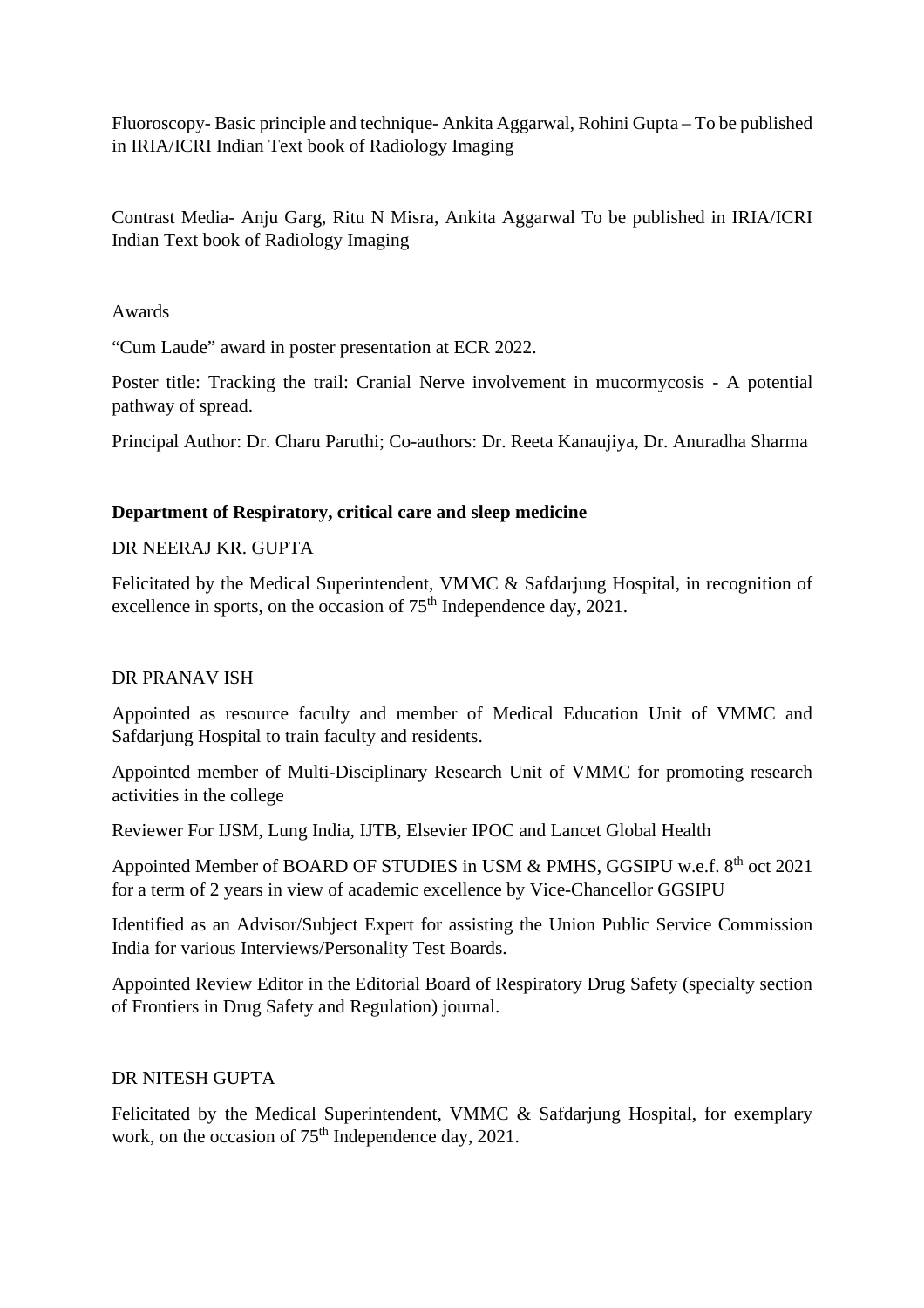Fluoroscopy- Basic principle and technique- Ankita Aggarwal, Rohini Gupta – To be published in IRIA/ICRI Indian Text book of Radiology Imaging

Contrast Media- Anju Garg, Ritu N Misra, Ankita Aggarwal To be published in IRIA/ICRI Indian Text book of Radiology Imaging

Awards

"Cum Laude" award in poster presentation at ECR 2022.

Poster title: Tracking the trail: Cranial Nerve involvement in mucormycosis - A potential pathway of spread.

Principal Author: Dr. Charu Paruthi; Co-authors: Dr. Reeta Kanaujiya, Dr. Anuradha Sharma

**Department of Respiratory, critical care and sleep medicine**

DR NEERAJ KR. GUPTA

Felicitated by the Medical Superintendent, VMMC & Safdarjung Hospital, in recognition of excellence in sports, on the occasion of 75th Independence day, 2021.

DR PRANAV ISH

Appointed as resource faculty and member of Medical Education Unit of VMMC and Safdarjung Hospital to train faculty and residents.

Appointed member of Multi-Disciplinary Research Unit of VMMC for promoting research activities in the college

Reviewer For IJSM, Lung India, IJTB, Elsevier IPOC and Lancet Global Health

Appointed Member of BOARD OF STUDIES in USM & PMHS, GGSIPU w.e.f. 8th oct 2021 for a term of 2 years in view of academic excellence by Vice-Chancellor GGSIPU

Identified as an Advisor/Subject Expert for assisting the Union Public Service Commission India for various Interviews/Personality Test Boards.

Appointed Review Editor in the Editorial Board of Respiratory Drug Safety (specialty section of Frontiers in Drug Safety and Regulation) journal.

DR NITESH GUPTA

Felicitated by the Medical Superintendent, VMMC & Safdarjung Hospital, for exemplary work, on the occasion of 75th Independence day, 2021.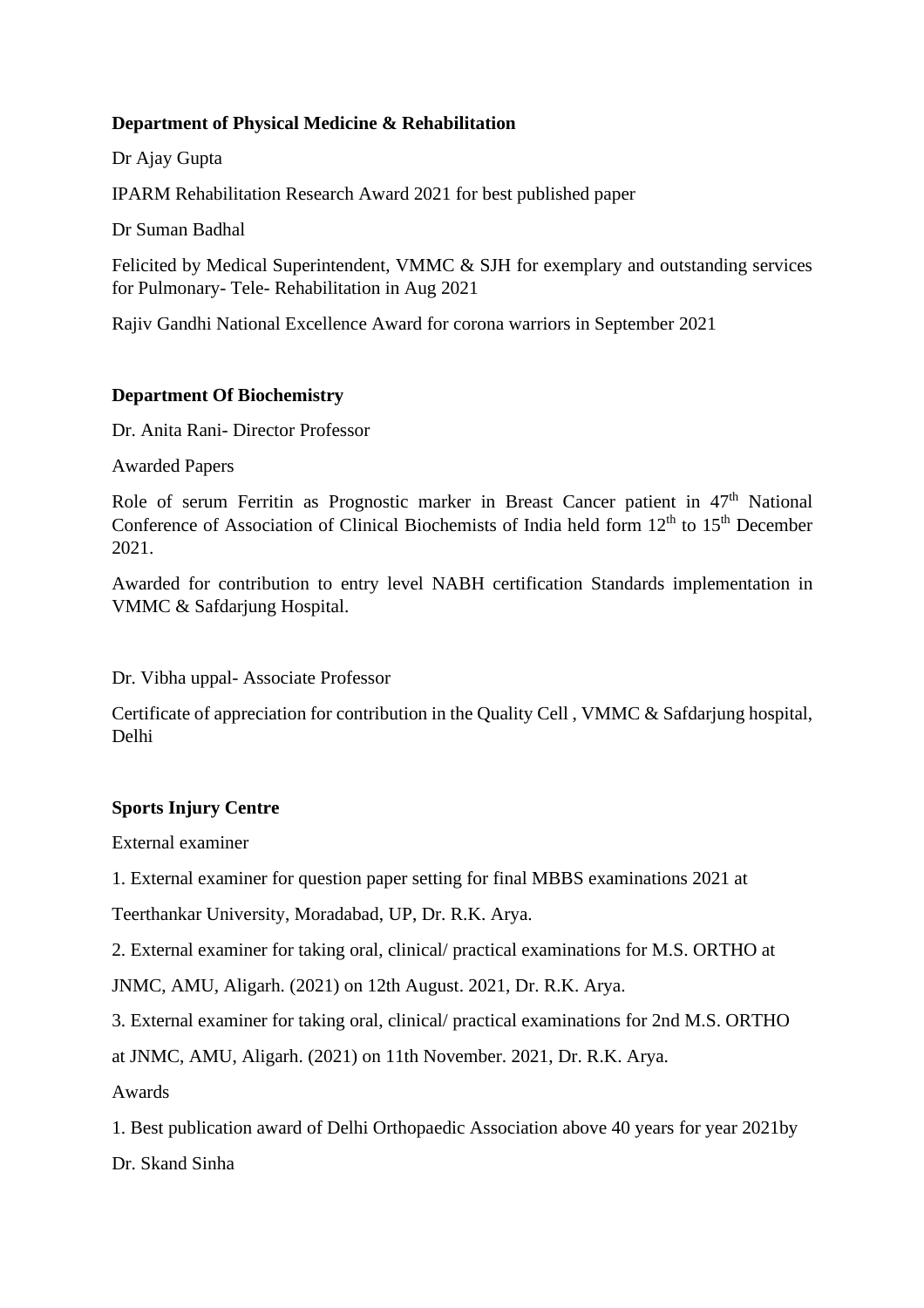**Department of Physical Medicine & Rehabilitation**

Dr Ajay Gupta

IPARM Rehabilitation Research Award 2021 for best published paper

Dr Suman Badhal

Felicited by Medical Superintendent, VMMC & SJH for exemplary and outstanding services for Pulmonary- Tele- Rehabilitation in Aug 2021

Rajiv Gandhi National Excellence Award for corona warriors in September 2021

**Department Of Biochemistry**

Dr. Anita Rani- Director Professor

Awarded Papers

Role of serum Ferritin as Prognostic marker in Breast Cancer patient in 47th National Conference of Association of Clinical Biochemists of India held form 12th to 15th December 2021.

Awarded for contribution to entry level NABH certification Standards implementation in VMMC & Safdarjung Hospital.

Dr. Vibha uppal- Associate Professor

Certificate of appreciation for contribution in the Quality Cell , VMMC & Safdarjung hospital, Delhi

**Sports Injury Centre**

External examiner

1. External examiner for question paper setting for final MBBS examinations 2021 at Teerthankar University, Moradabad, UP, Dr. R.K. Arya.

2. External examiner for taking oral, clinical/ practical examinations for M.S. ORTHO at JNMC, AMU, Aligarh. (2021) on 12th August. 2021, Dr. R.K. Arya.

3. External examiner for taking oral, clinical/ practical examinations for 2nd M.S. ORTHO at JNMC, AMU, Aligarh. (2021) on 11th November. 2021, Dr. R.K. Arya.

Awards

1. Best publication award of Delhi Orthopaedic Association above 40 years for year 2021by Dr. Skand Sinha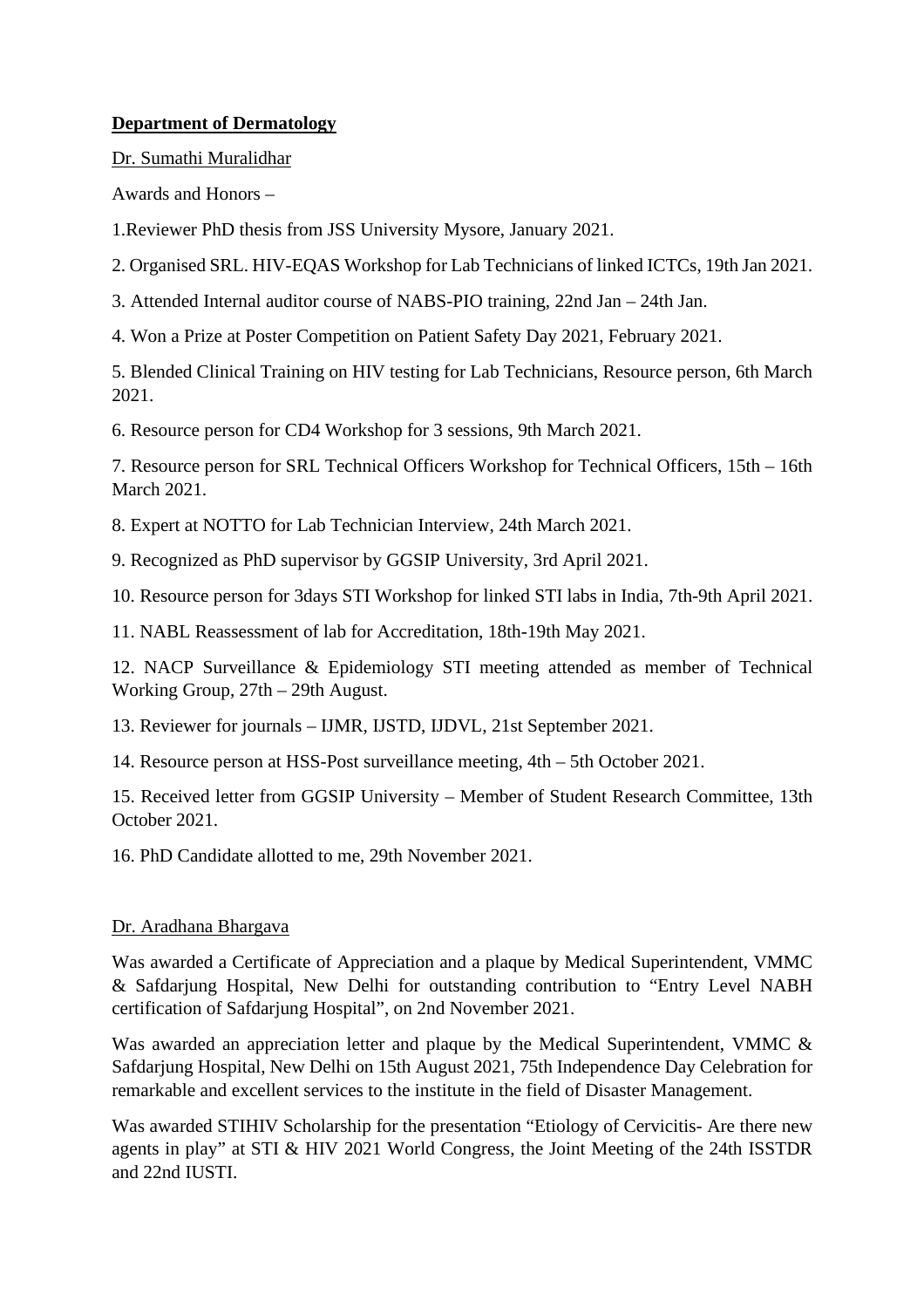**<u>Department of Dermatology</u>**

<u>Dr. Sumathi Muralidhar</u>

Awards and Honors –

1.Reviewer PhD thesis from JSS University Mysore, January 2021.

2. Organised SRL. HIV-EQAS Workshop for Lab Technicians of linked ICTCs, 19th Jan 2021.

3. Attended Internal auditor course of NABS-PIO training, 22nd Jan – 24th Jan.

4. Won a Prize at Poster Competition on Patient Safety Day 2021, February 2021.

5. Blended Clinical Training on HIV testing for Lab Technicians, Resource person, 6th March 2021.

6. Resource person for CD4 Workshop for 3 sessions, 9th March 2021.

7. Resource person for SRL Technical Officers Workshop for Technical Officers, 15th – 16th March 2021.

8. Expert at NOTTO for Lab Technician Interview, 24th March 2021.

9. Recognized as PhD supervisor by GGSIP University, 3rd April 2021.

10. Resource person for 3days STI Workshop for linked STI labs in India, 7th-9th April 2021.

11. NABL Reassessment of lab for Accreditation, 18th-19th May 2021.

12. NACP Surveillance & Epidemiology STI meeting attended as member of Technical Working Group, 27th – 29th August.

13. Reviewer for journals – IJMR, IJSTD, IJDVL, 21st September 2021.

14. Resource person at HSS-Post surveillance meeting, 4th – 5th October 2021.

15. Received letter from GGSIP University – Member of Student Research Committee, 13th October 2021.

16. PhD Candidate allotted to me, 29th November 2021.

<u>Dr. Aradhana Bhargava</u>

Was awarded a Certificate of Appreciation and a plaque by Medical Superintendent, VMMC & Safdarjung Hospital, New Delhi for outstanding contribution to "Entry Level NABH certification of Safdarjung Hospital", on 2nd November 2021.

Was awarded an appreciation letter and plaque by the Medical Superintendent, VMMC & Safdarjung Hospital, New Delhi on 15th August 2021, 75th Independence Day Celebration for remarkable and excellent services to the institute in the field of Disaster Management.

Was awarded STIHIV Scholarship for the presentation "Etiology of Cervicitis- Are there new agents in play" at STI & HIV 2021 World Congress, the Joint Meeting of the 24th ISSTDR and 22nd IUSTI.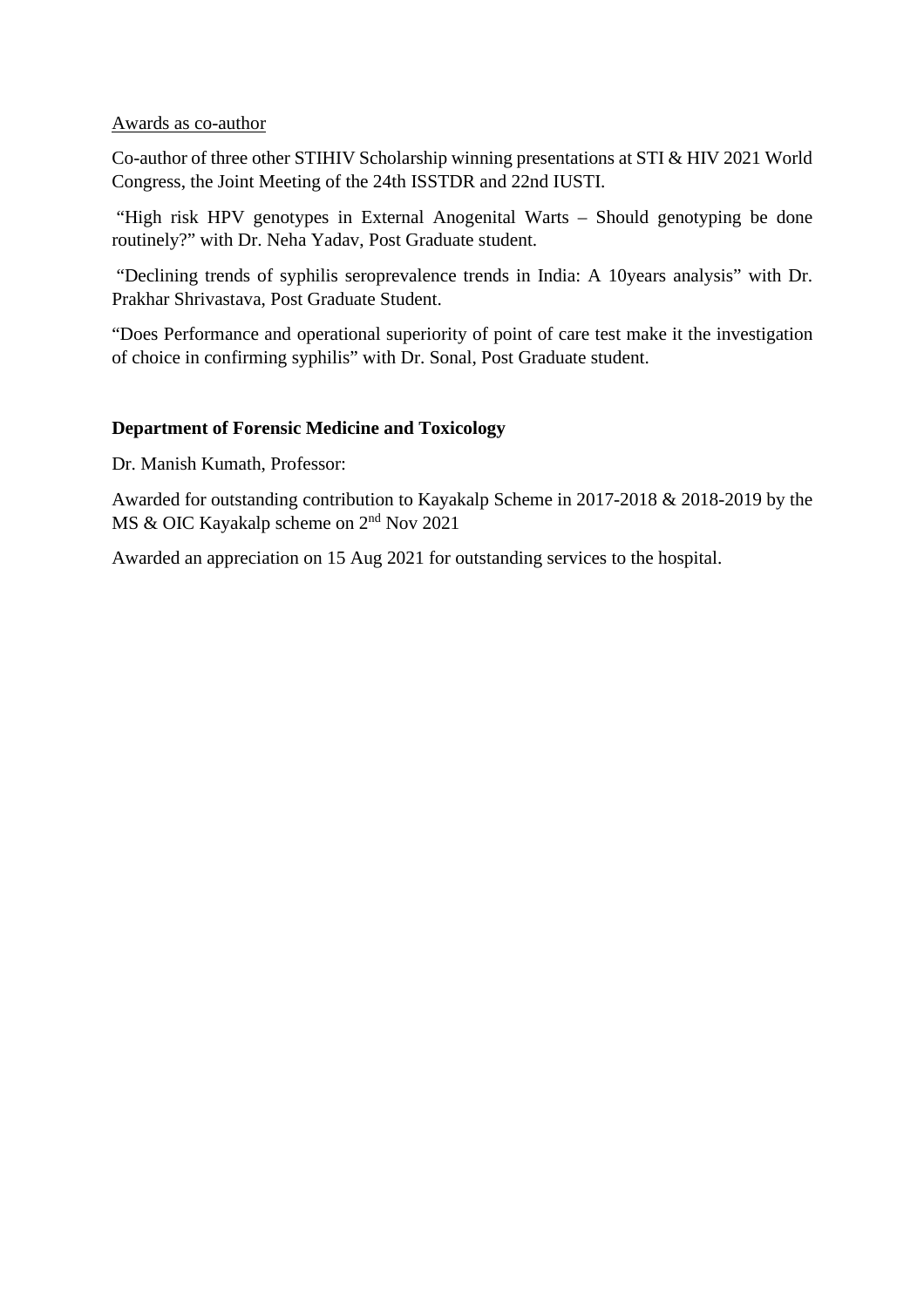<u>Awards as co-author</u>

Co-author of three other STIHIV Scholarship winning presentations at STI & HIV 2021 World Congress, the Joint Meeting of the 24th ISSTDR and 22nd IUSTI.

"High risk HPV genotypes in External Anogenital Warts – Should genotyping be done routinely?" with Dr. Neha Yadav, Post Graduate student.

"Declining trends of syphilis seroprevalence trends in India: A 10years analysis" with Dr. Prakhar Shrivastava, Post Graduate Student.

"Does Performance and operational superiority of point of care test make it the investigation of choice in confirming syphilis" with Dr. Sonal, Post Graduate student.

**Department of Forensic Medicine and Toxicology**

Dr. Manish Kumath, Professor:

Awarded for outstanding contribution to Kayakalp Scheme in 2017-2018 & 2018-2019 by the MS & OIC Kayakalp scheme on 2nd Nov 2021

Awarded an appreciation on 15 Aug 2021 for outstanding services to the hospital.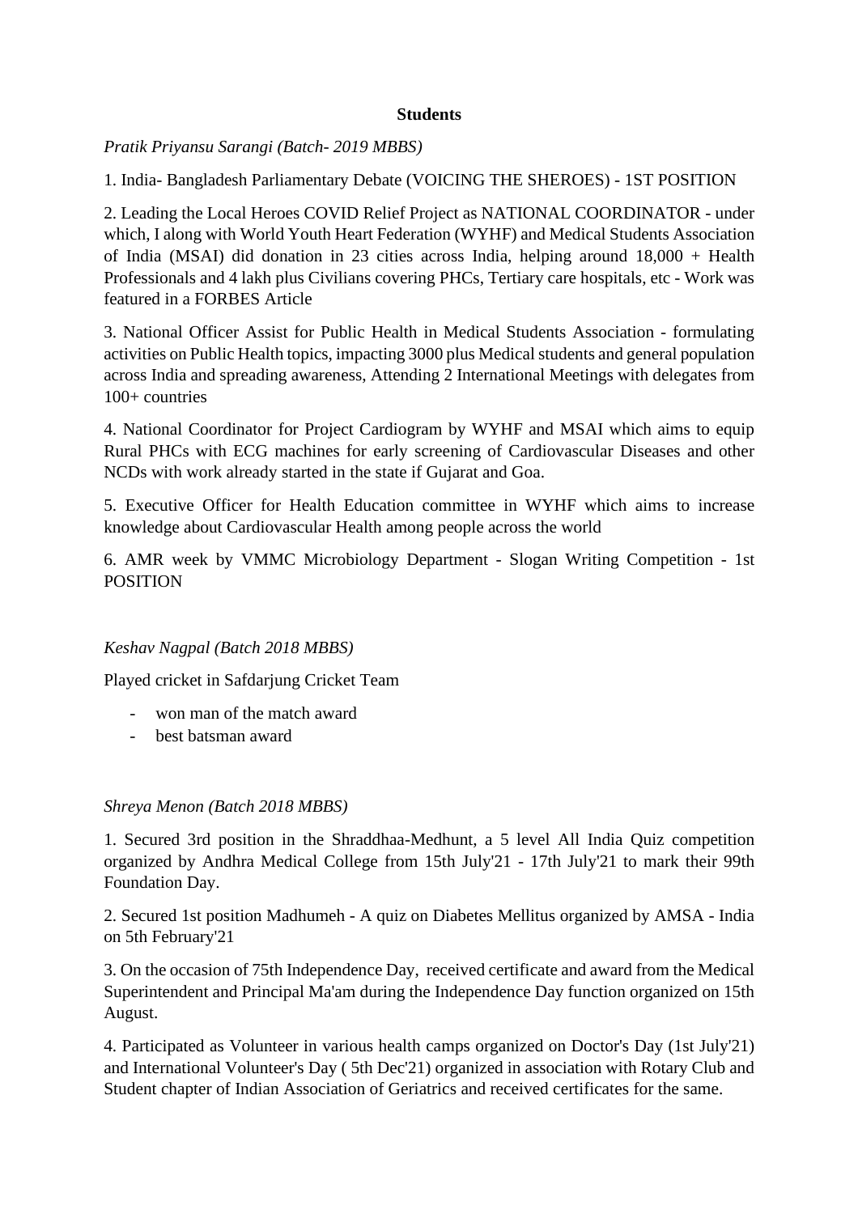**Students**

*Pratik Priyansu Sarangi (Batch- 2019 MBBS)*

1. India- Bangladesh Parliamentary Debate (VOICING THE SHEROES) - 1ST POSITION

2. Leading the Local Heroes COVID Relief Project as NATIONAL COORDINATOR - under which, I along with World Youth Heart Federation (WYHF) and Medical Students Association of India (MSAI) did donation in 23 cities across India, helping around 18,000 + Health Professionals and 4 lakh plus Civilians covering PHCs, Tertiary care hospitals, etc - Work was featured in a FORBES Article

3. National Officer Assist for Public Health in Medical Students Association - formulating activities on Public Health topics, impacting 3000 plus Medical students and general population across India and spreading awareness, Attending 2 International Meetings with delegates from 100+ countries

4. National Coordinator for Project Cardiogram by WYHF and MSAI which aims to equip Rural PHCs with ECG machines for early screening of Cardiovascular Diseases and other NCDs with work already started in the state if Gujarat and Goa.

5. Executive Officer for Health Education committee in WYHF which aims to increase knowledge about Cardiovascular Health among people across the world

6. AMR week by VMMC Microbiology Department - Slogan Writing Competition - 1st POSITION

*Keshav Nagpal (Batch 2018 MBBS)*

Played cricket in Safdarjung Cricket Team

- won man of the match award
- best batsman award

*Shreya Menon (Batch 2018 MBBS)*

1. Secured 3rd position in the Shraddhaa-Medhunt, a 5 level All India Quiz competition organized by Andhra Medical College from 15th July'21 - 17th July'21 to mark their 99th Foundation Day.

2. Secured 1st position Madhumeh - A quiz on Diabetes Mellitus organized by AMSA - India on 5th February'21

3. On the occasion of 75th Independence Day, received certificate and award from the Medical Superintendent and Principal Ma'am during the Independence Day function organized on 15th August.

4. Participated as Volunteer in various health camps organized on Doctor's Day (1st July'21) and International Volunteer's Day ( 5th Dec'21) organized in association with Rotary Club and Student chapter of Indian Association of Geriatrics and received certificates for the same.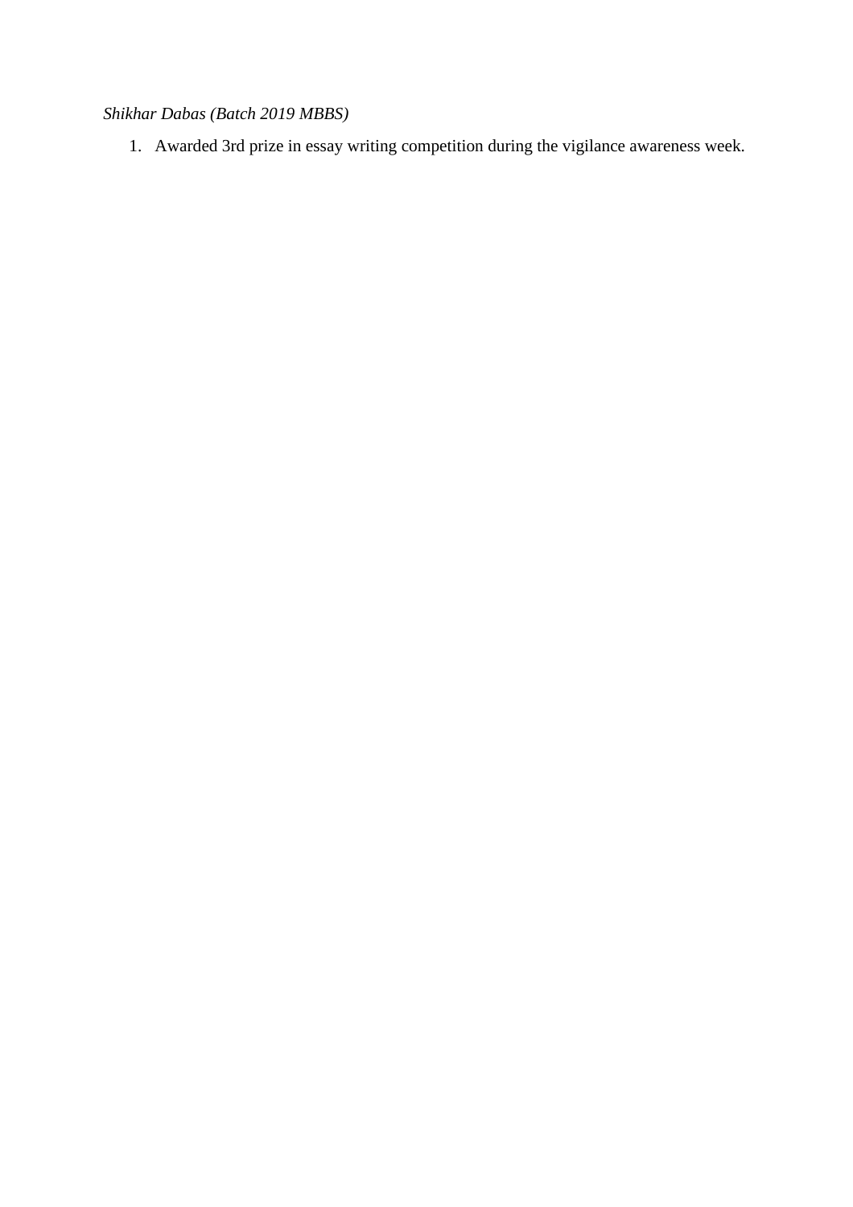*Shikhar Dabas (Batch 2019 MBBS)*

1. Awarded 3rd prize in essay writing competition during the vigilance awareness week.